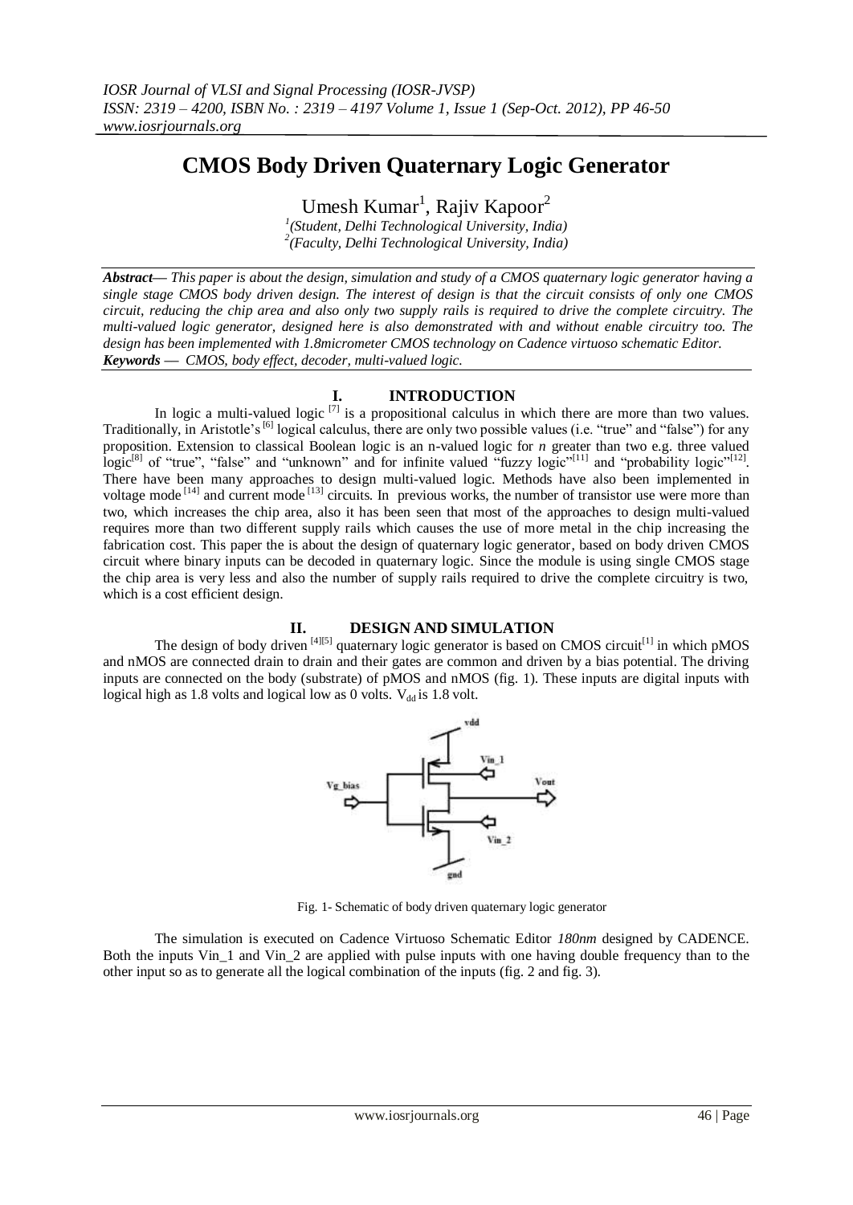# CMOS Body Driven Quaternary Logic Generator

Umesh Kumar[1], Rajiv Kapoor[2]

[1](Student, Delhi Technological University, India)
[2](Faculty, Delhi Technological University, India)

***Abstract***— *This paper is about the design, simulation and study of a CMOS quaternary logic generator having a single stage CMOS body driven design. The interest of design is that the circuit consists of only one CMOS circuit, reducing the chip area and also only two supply rails is required to drive the complete circuitry. The multi-valued logic generator, designed here is also demonstrated with and without enable circuitry too. The design has been implemented with 1.8micrometer CMOS technology on Cadence virtuoso schematic Editor.*

***Keywords*** — *CMOS, body effect, decoder, multi-valued logic.*

## I. INTRODUCTION

In logic a multi-valued logic [7] is a propositional calculus in which there are more than two values. Traditionally, in Aristotle's [6] logical calculus, there are only two possible values (i.e. "true" and "false") for any proposition. Extension to classical Boolean logic is an n-valued logic for *n* greater than two e.g. three valued logic[8] of "true", "false" and "unknown" and for infinite valued "fuzzy logic"[11] and "probability logic"[12]. There have been many approaches to design multi-valued logic. Methods have also been implemented in voltage mode [14] and current mode [13] circuits. In previous works, the number of transistor use were more than two, which increases the chip area, also it has been seen that most of the approaches to design multi-valued requires more than two different supply rails which causes the use of more metal in the chip increasing the fabrication cost. This paper the is about the design of quaternary logic generator, based on body driven CMOS circuit where binary inputs can be decoded in quaternary logic. Since the module is using single CMOS stage the chip area is very less and also the number of supply rails required to drive the complete circuitry is two, which is a cost efficient design.

## II. DESIGN AND SIMULATION

The design of body driven [4][5] quaternary logic generator is based on CMOS circuit[1] in which pMOS and nMOS are connected drain to drain and their gates are common and driven by a bias potential. The driving inputs are connected on the body (substrate) of pMOS and nMOS (fig. 1). These inputs are digital inputs with logical high as 1.8 volts and logical low as 0 volts. $V_{dd}$ is 1.8 volt.

Fig. 1- Schematic of body driven quaternary logic generator

The simulation is executed on Cadence Virtuoso Schematic Editor *180nm* designed by CADENCE. Both the inputs Vin_1 and Vin_2 are applied with pulse inputs with one having double frequency than to the other input so as to generate all the logical combination of the inputs (fig. 2 and fig. 3).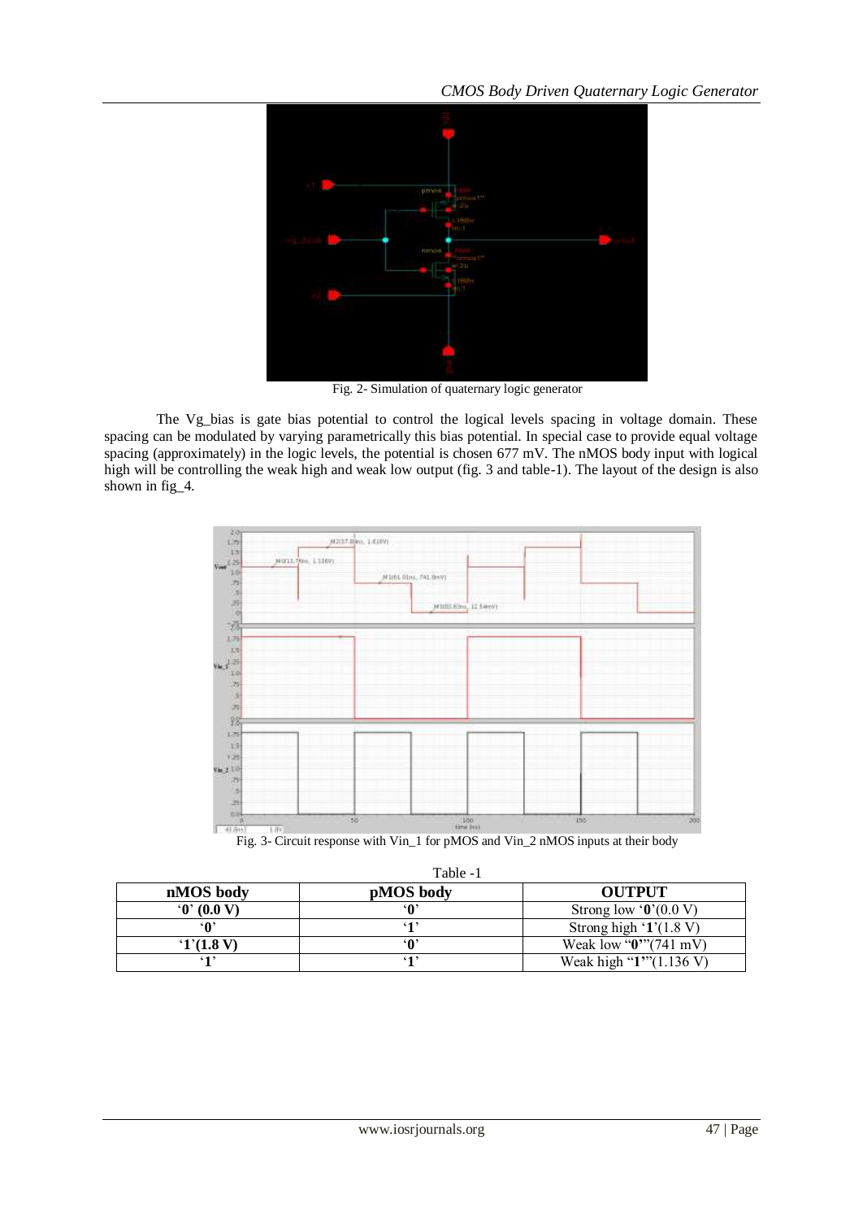Fig. 2- Simulation of quaternary logic generator

The Vg_bias is gate bias potential to control the logical levels spacing in voltage domain. These spacing can be modulated by varying parametrically this bias potential. In special case to provide equal voltage spacing (approximately) in the logic levels, the potential is chosen 677 mV. The nMOS body input with logical high will be controlling the weak high and weak low output (fig. 3 and table-1). The layout of the design is also shown in fig_4.

Fig. 3- Circuit response with Vin_1 for pMOS and Vin_2 nMOS inputs at their body

Table -1

| nMOS body | pMOS body | OUTPUT |
|---|---|---|
| **'0' (0.0 V)** | **'0'** | Strong low '**0**'(0.0 V) |
| **'0'** | **'1'** | Strong high '**1**'(1.8 V) |
| **'1'(1.8 V)** | **'0'** | Weak low "**0**"'(741 mV) |
| **'1'** | **'1'** | Weak high "**1**"'(1.136 V) |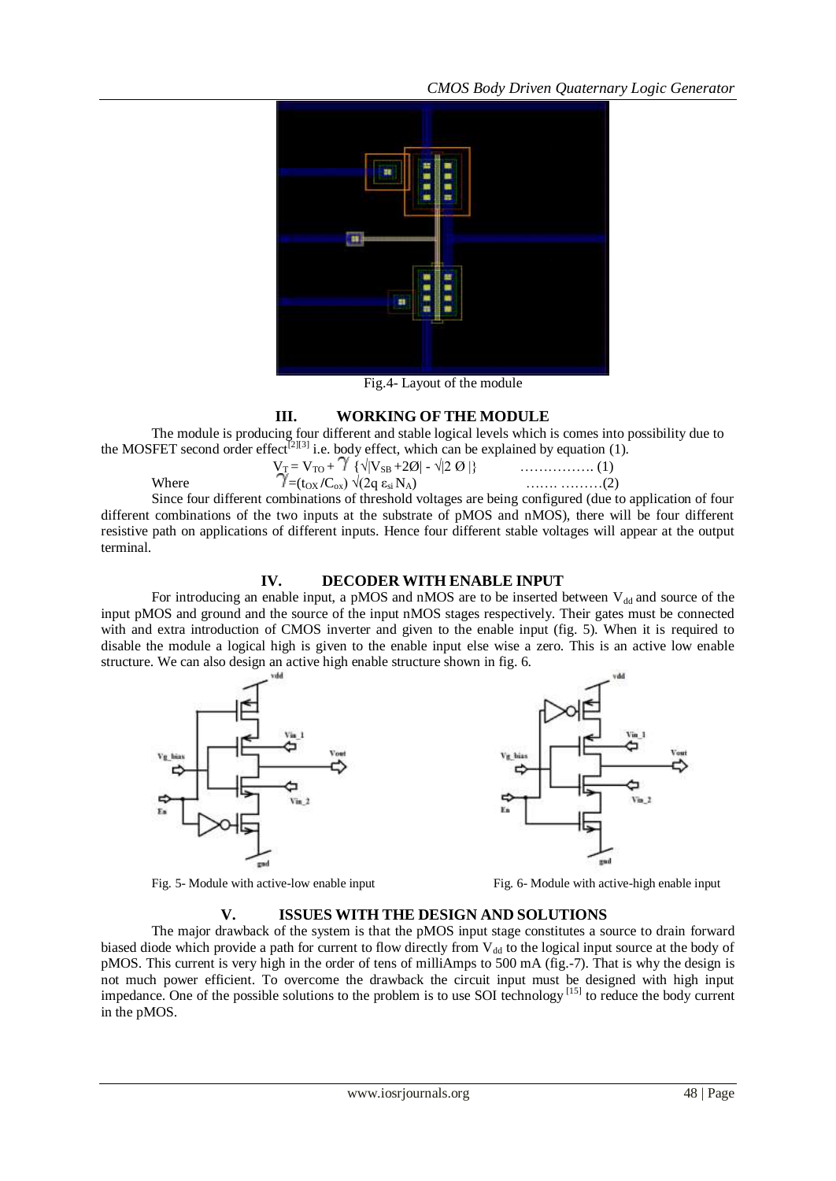Fig.4- Layout of the module

## III. WORKING OF THE MODULE

The module is producing four different and stable logical levels which is comes into possibility due to the MOSFET second order effect[2][3] i.e. body effect, which can be explained by equation (1).

$$V_T = V_{TO} + \gamma \{\sqrt{|V_{SB} + 2\emptyset|} - \sqrt{|2\emptyset|}\} \quad \ldots\ldots\ldots\ldots\ldots (1)$$

Where

$$\gamma = (t_{OX}/C_{ox}) \sqrt{(2q\, \varepsilon_{si} N_A)} \quad \ldots\ldots\ \ldots\ldots\ldots(2)$$

Since four different combinations of threshold voltages are being configured (due to application of four different combinations of the two inputs at the substrate of pMOS and nMOS), there will be four different resistive path on applications of different inputs. Hence four different stable voltages will appear at the output terminal.

## IV. DECODER WITH ENABLE INPUT

For introducing an enable input, a pMOS and nMOS are to be inserted between $V_{dd}$ and source of the input pMOS and ground and the source of the input nMOS stages respectively. Their gates must be connected with and extra introduction of CMOS inverter and given to the enable input (fig. 5). When it is required to disable the module a logical high is given to the enable input else wise a zero. This is an active low enable structure. We can also design an active high enable structure shown in fig. 6.

Fig. 5- Module with active-low enable input

Fig. 6- Module with active-high enable input

## V. ISSUES WITH THE DESIGN AND SOLUTIONS

The major drawback of the system is that the pMOS input stage constitutes a source to drain forward biased diode which provide a path for current to flow directly from $V_{dd}$ to the logical input source at the body of pMOS. This current is very high in the order of tens of milliAmps to 500 mA (fig.-7). That is why the design is not much power efficient. To overcome the drawback the circuit input must be designed with high input impedance. One of the possible solutions to the problem is to use SOI technology [15] to reduce the body current in the pMOS.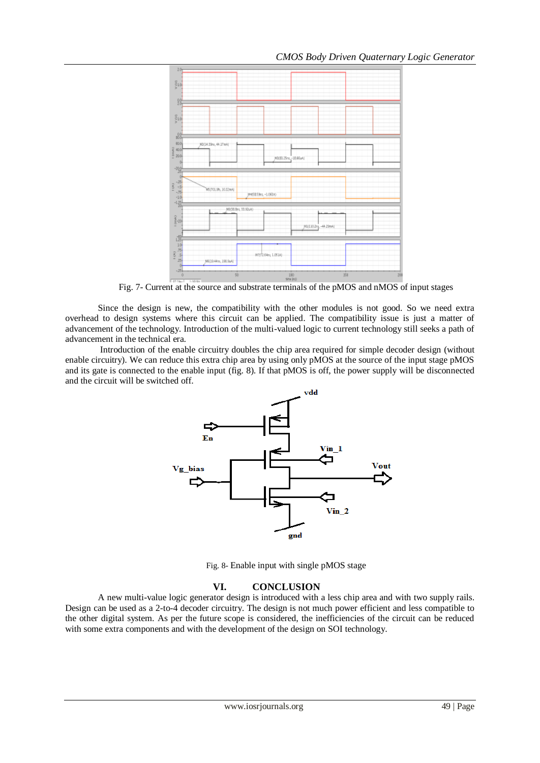Fig. 7- Current at the source and substrate terminals of the pMOS and nMOS of input stages

Since the design is new, the compatibility with the other modules is not good. So we need extra overhead to design systems where this circuit can be applied. The compatibility issue is just a matter of advancement of the technology. Introduction of the multi-valued logic to current technology still seeks a path of advancement in the technical era.

Introduction of the enable circuitry doubles the chip area required for simple decoder design (without enable circuitry). We can reduce this extra chip area by using only pMOS at the source of the input stage pMOS and its gate is connected to the enable input (fig. 8). If that pMOS is off, the power supply will be disconnected and the circuit will be switched off.

Fig. 8- Enable input with single pMOS stage

## VI. CONCLUSION

A new multi-value logic generator design is introduced with a less chip area and with two supply rails. Design can be used as a 2-to-4 decoder circuitry. The design is not much power efficient and less compatible to the other digital system. As per the future scope is considered, the inefficiencies of the circuit can be reduced with some extra components and with the development of the design on SOI technology.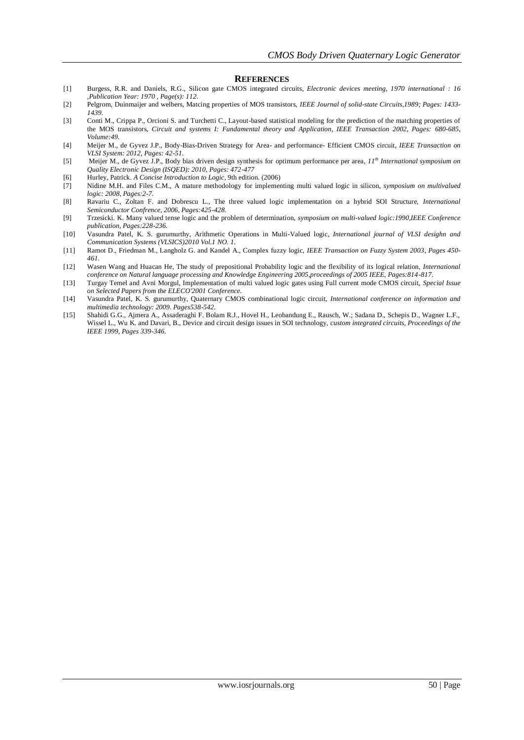## REFERENCES

[1] Burgess, R.R. and Daniels, R.G., Silicon gate CMOS integrated circuits, *Electronic devices meeting, 1970 international : 16 ,Publication Year: 1970 , Page(s): 112*.

[2] Pelgrom, Duinmaijer and welbers, Matcing properties of MOS transistors, *IEEE Journal of solid-state Circuits,1989; Pages: 1433-1439.*

[3] Conti M., Crippa P., Orcioni S. and Turchetti C., Layout-based statistical modeling for the prediction of the matching properties of the MOS transistors, *Circuit and systems I: Fundamental theory and Application, IEEE Transaction 2002, Pages: 680-685, Volume:49.*

[4] Meijer M., de Gyvez J.P., Body-Bias-Driven Strategy for Area- and performance- Efficient CMOS circuit, *IEEE Transaction on VLSI System: 2012, Pages: 42-51.*

[5] Meijer M., de Gyvez J.P., Body bias driven design synthesis for optimum performance per area, *11th International symposium on Quality Electronic Design (ISQED): 2010, Pages: 472-477*

[6] Hurley, Patrick. *A Concise Introduction to Logic*, 9th edition. (2006)

[7] Nidine M.H. and Files C.M., A mature methodology for implementing multi valued logic in silicon, *symposium on multivalued logic: 2008, Pages:2-7.*

[8] Ravariu C., Zoltan F. and Dobrescu L., The three valued logic implementation on a hybrid SOI Structure, *International Semiconductor Confrence, 2006, Pages:425-428.*

[9] Trzesicki. K. Many valued tense logic and the problem of determination, *symposium on multi-valued logic:1990,IEEE Conference publication, Pages:228-236.*

[10] Vasundra Patel, K. S. gurumurthy, Arithmetic Operations in Multi-Valued logic, *International journal of VLSI desighn and Communication Systems (VLSICS)2010 Vol.1 NO. 1.*

[11] Ramot D., Friedman M., Langholz G. and Kandel A., Complex fuzzy logic, *IEEE Transaction on Fuzzy System 2003, Pages 450-461.*

[12] Wasen Wang and Huacan He, The study of prepositional Probability logic and the flexibility of its logical relation, *International conference on Natural language processing and Knowledge Engineering 2005,proceedings of 2005 IEEE, Pages:814-817.*

[13] Turgay Temel and Avni Morgul, Implementation of multi valued logic gates using Full current mode CMOS circuit, *Special Issue on Selected Papers from the ELECO'2001 Conference.*

[14] Vasundra Patel, K. S. gurumurthy, Quaternary CMOS combinational logic circuit, *International conference on information and multimedia technology: 2009. Pages538-542.*

[15] Shahidi G.G., Ajmera A., Assaderaghi F. Bolam R.J., Hovel H., Leobandung E., Rausch, W.; Sadana D., Schepis D., Wagner L.F., Wissel L., Wu K. and Davari, B., Device and circuit design issues in SOI technology, *custom integrated circuits, Proceedings of the IEEE 1999, Pages 339-346.*